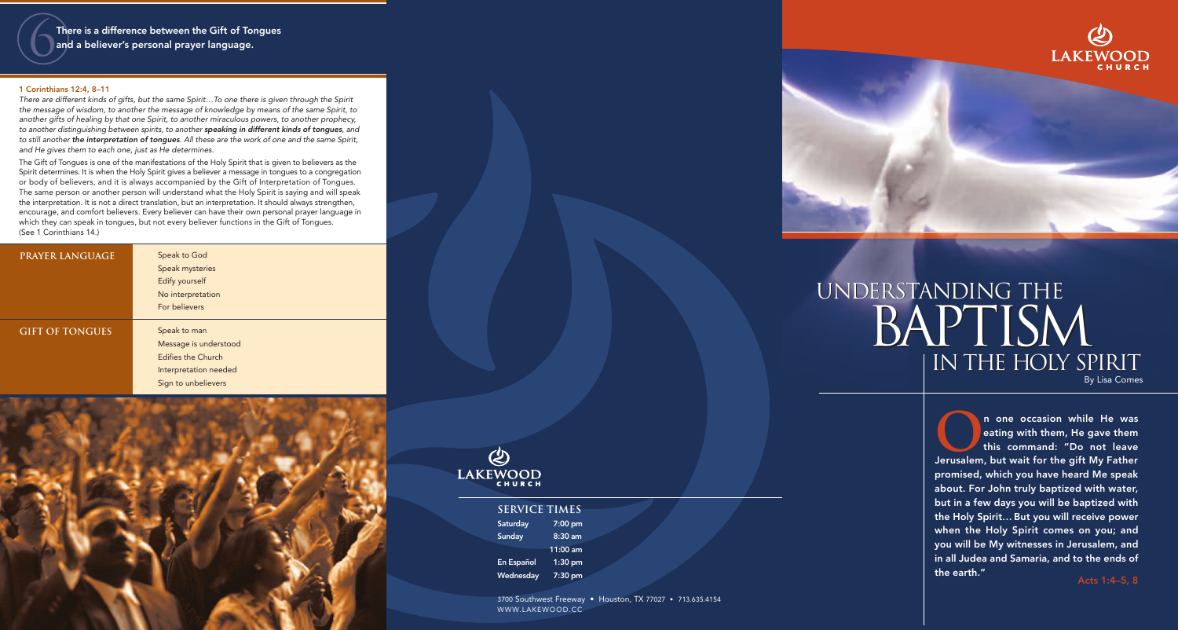## 6 There is a difference between the Gift of Tongues and a believer's personal prayer language.

**1 Corinthians 12:4, 8–11**

*There are different kinds of gifts, but the same Spirit…To one there is given through the Spirit the message of wisdom, to another the message of knowledge by means of the same Spirit, to another gifts of healing by that one Spirit, to another miraculous powers, to another prophecy, to another distinguishing between spirits, to another **speaking in different kinds of tongues**, and to still another **the interpretation of tongues**. All these are the work of one and the same Spirit, and He gives them to each one, just as He determines.*

The Gift of Tongues is one of the manifestations of the Holy Spirit that is given to believers as the Spirit determines. It is when the Holy Spirit gives a believer a message in tongues to a congregation or body of believers, and it is always accompanied by the Gift of Interpretation of Tongues. The same person or another person will understand what the Holy Spirit is saying and will speak the interpretation. It is not a direct translation, but an interpretation. It should always strengthen, encourage, and comfort believers. Every believer can have their own personal prayer language in which they can speak in tongues, but not every believer functions in the Gift of Tongues. (See 1 Corinthians 14.)

| | |
|---|---|
| **PRAYER LANGUAGE** | Speak to God<br>Speak mysteries<br>Edify yourself<br>No interpretation<br>For believers |
| **GIFT OF TONGUES** | Speak to man<br>Message is understood<br>Edifies the Church<br>Interpretation needed<br>Sign to unbelievers |

**LAKEWOOD CHURCH**

**SERVICE TIMES**

| | |
|---|---|
| Saturday | 7:00 pm |
| Sunday | 8:30 am |
| | 11:00 am |
| En Español | 1:30 pm |
| Wednesday | 7:30 pm |

3700 Southwest Freeway • Houston, TX 77027 • 713.635.4154
WWW.LAKEWOOD.CC

**LAKEWOOD CHURCH**

# UNDERSTANDING THE BAPTISM IN THE HOLY SPIRIT

By Lisa Comes

**On one occasion while He was eating with them, He gave them this command: "Do not leave Jerusalem, but wait for the gift My Father promised, which you have heard Me speak about. For John truly baptized with water, but in a few days you will be baptized with the Holy Spirit… But you will receive power when the Holy Spirit comes on you; and you will be My witnesses in Jerusalem, and in all Judea and Samaria, and to the ends of the earth."**

Acts 1:4–5, 8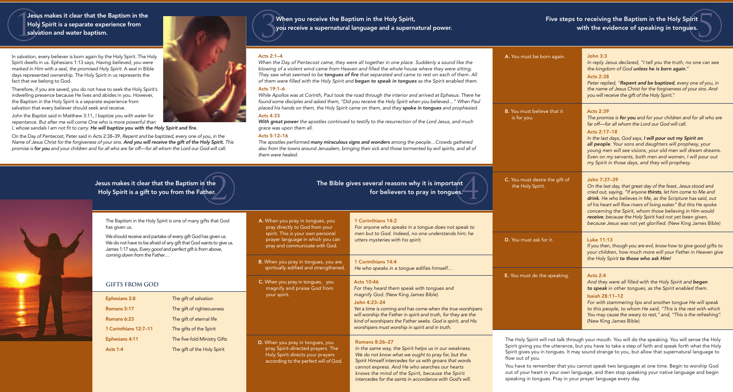## 1 Jesus makes it clear that the Baptism in the Holy Spirit is a separate experience from salvation and water baptism.

In salvation, every believer is born again by the Holy Spirit. The Holy Spirit dwells in us. Ephesians 1:13 says, *Having believed, you were marked in Him with a seal, the promised Holy Spirit.* A seal in Bible days represented ownership. The Holy Spirit in us represents the fact that we belong to God.

Therefore, if you are saved, you do not have to seek the Holy Spirit's indwelling presence because He lives and abides in you. However, the Baptism in the Holy Spirit is a separate experience from salvation that every believer should seek and receive.

John the Baptist said in Matthew 3:11, *I baptize you with water for repentance. But after me will come One who is more powerful than I, whose sandals I am not fit to carry.* ***He will baptize you with the Holy Spirit and fire.***

On the Day of Pentecost, Peter said in Acts 2:38–39, *Repent and be baptized, every one of you, in the Name of Jesus Christ for the forgiveness of your sins.* ***And you will receive the gift of the Holy Spirit.*** *This promise is* ***for you*** *and your children and for all who are far off—for all whom the Lord our God will call.*

## 2 Jesus makes it clear that the Baptism in the Holy Spirit is a gift to you from the Father.

The Baptism in the Holy Spirit is one of many gifts that God has given us.

We should receive and partake of every gift that God has given us. We do not have to be afraid of any gift that God wants to give us. James 1:17 says, *Every good and perfect gift is from above, coming down from the Father…*

### GIFTS FROM GOD

| | |
|---|---|
| Ephesians 2:8 | The gift of salvation |
| Romans 5:17 | The gift of righteousness |
| Romans 6:23 | The gift of eternal life |
| 1 Corinthians 12:7–11 | The gifts of the Spirit |
| Ephesians 4:11 | The five-fold Ministry Gifts |
| Acts 1:4 | The gift of the Holy Spirit |

## 3 When you receive the Baptism in the Holy Spirit, you receive a supernatural language and a supernatural power.

**Acts 2:1–4**
*When the Day of Pentecost came, they were all together in one place. Suddenly a sound like the blowing of a violent wind came from Heaven and filled the whole house where they were sitting. They saw what seemed to be* ***tongues of fire*** *that separated and came to rest on each of them. All of them were filled with the Holy Spirit and* ***began to speak in tongues*** *as the Spirit enabled them.*

**Acts 19:1–6**
*While Apollos was at Corinth, Paul took the road through the interior and arrived at Ephesus. There he found some disciples and asked them, "Did you receive the Holy Spirit when you believed…" When Paul placed his hands on them, the Holy Spirit came on them, and they* ***spoke in tongues*** *and prophesied.*

**Acts 4:33**
***With great power*** *the apostles continued to testify to the resurrection of the Lord Jesus, and much grace was upon them all.*

**Acts 5:12–16**
*The apostles performed* ***many miraculous signs and wonders*** *among the people…Crowds gathered also from the towns around Jerusalem, bringing their sick and those tormented by evil spirits, and all of them were healed.*

## 4 The Bible gives several reasons why it is important for believers to pray in tongues.

| | |
|---|---|
| **A.** When you pray in tongues, you pray directly to God from your spirit. This is your own personal prayer language in which you can pray and communicate with God. | **1 Corinthians 14:2** *For anyone who speaks in a tongue does not speak to men but to God. Indeed, no one understands him; he utters mysteries with his spirit.* |
| **B.** When you pray in tongues, you are spiritually edified and strengthened. | **1 Corinthians 14:4** *He who speaks in a tongue edifies himself…* |
| **C.** When you pray in tongues, you magnify and praise God from your spirit. | **Acts 10:46** *For they heard them speak with tongues and magnify God.* (New King James Bible) **John 4:23–24** *Yet a time is coming and has come when the true worshipers will worship the Father in spirit and truth, for they are the kind of worshipers the Father seeks. God is spirit, and His worshipers must worship in spirit and in truth.* |
| **D.** When you pray in tongues, you pray Spirit-directed prayers. The Holy Spirit directs your prayers according to the perfect will of God. | **Romans 8:26–27** *In the same way, the Spirit helps us in our weakness. We do not know what we ought to pray for, but the Spirit Himself intercedes for us with groans that words cannot express. And He who searches our hearts knows the mind of the Spirit, because the Spirit intercedes for the saints in accordance with God's will.* |

## 5 Five steps to receiving the Baptism in the Holy Spirit with the evidence of speaking in tongues.

| | |
|---|---|
| **A.** You must be born again. | **John 3:3** *In reply Jesus declared, "I tell you the truth, no one can see the kingdom of God* ***unless he is born again****."* **Acts 2:38** *Peter replied, "****Repent and be baptized****, every one of you, in the name of Jesus Christ for the forgiveness of your sins. And you will receive the gift of the Holy Spirit."* |
| **B.** You must believe that it is for you. | **Acts 2:39** *The promise is* ***for you*** *and for your children and for all who are far off—for all whom the Lord our God will call.* **Acts 2:17–18** *In the last days, God says,* ***I will pour out my Spirit on all people****. Your sons and daughters will prophesy, your young men will see visions, your old men will dream dreams. Even on my servants, both men and women, I will pour out my Spirit in those days, and they will prophesy.* |
| **C.** You must desire the gift of the Holy Spirit. | **John 7:37–39** *On the last day, that great day of the feast, Jesus stood and cried out, saying, "If anyone* ***thirsts****, let him come to Me and* ***drink****. He who believes in Me, as the Scripture has said, out of his heart will flow rivers of living water." But this He spoke concerning the Spirit, whom those believing in Him would* ***receive****; because the Holy Spirit had not yet been given, because Jesus was not yet glorified.* (New King James Bible) |
| **D.** You must ask for it. | **Luke 11:13** *If you then, though you are evil, know how to give good gifts to your children, how much more will your Father in Heaven give the Holy Spirit* ***to those who ask Him****!* |
| **E.** You must do the speaking. | **Acts 2:4** *And they were all filled with the Holy Spirit and* ***began to speak*** *in other tongues, as the Spirit enabled them.* **Isaiah 28:11–12** *For with stammering lips and another tongue He will speak to this people, to whom He said, "This is the rest with which You may cause the weary to rest," and, "This is the refreshing".* (New King James Bible) |

The Holy Spirit will not talk through your mouth. You will do the speaking. You will sense the Holy Spirit giving you the utterance, but you have to take a step of faith and speak forth what the Holy Spirit gives you in tongues. It may sound strange to you, but allow that supernatural language to flow out of you.

You have to remember that you cannot speak two languages at one time. Begin to worship God out of your heart in your own language, and then stop speaking your native language and begin speaking in tongues. Pray in your prayer language every day.